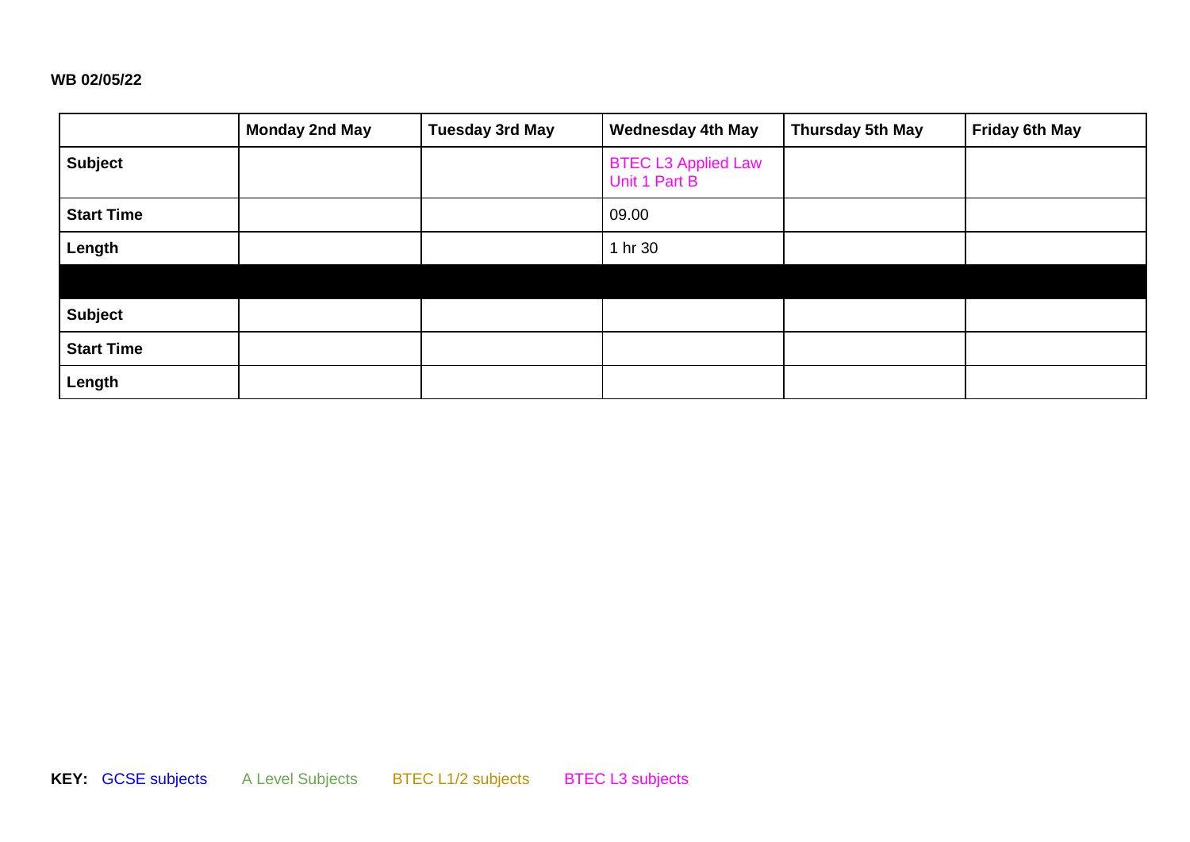**WB 02/05/22**

| | Monday 2nd May | Tuesday 3rd May | Wednesday 4th May | Thursday 5th May | Friday 6th May |
|---|---|---|---|---|---|
| **Subject** | | | BTEC L3 Applied Law Unit 1 Part B | | |
| **Start Time** | | | 09.00 | | |
| **Length** | | | 1 hr 30 | | |
| | | | | | |
| **Subject** | | | | | |
| **Start Time** | | | | | |
| **Length** | | | | | |

**KEY:** GCSE subjects  A Level Subjects  BTEC L1/2 subjects  BTEC L3 subjects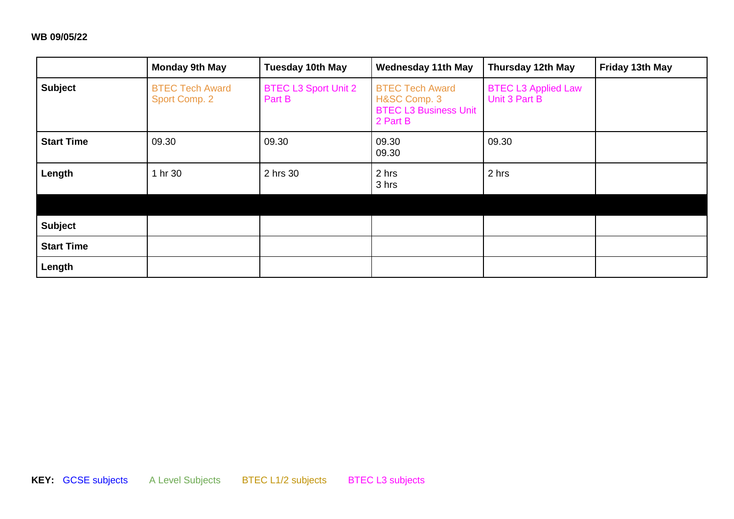**WB 09/05/22**

| | Monday 9th May | Tuesday 10th May | Wednesday 11th May | Thursday 12th May | Friday 13th May |
|---|---|---|---|---|---|
| **Subject** | BTEC Tech Award Sport Comp. 2 | BTEC L3 Sport Unit 2 Part B | BTEC Tech Award H&SC Comp. 3<br>BTEC L3 Business Unit 2 Part B | BTEC L3 Applied Law Unit 3 Part B | |
| **Start Time** | 09.30 | 09.30 | 09.30<br>09.30 | 09.30 | |
| **Length** | 1 hr 30 | 2 hrs 30 | 2 hrs<br>3 hrs | 2 hrs | |
| | | | | | |
| **Subject** | | | | | |
| **Start Time** | | | | | |
| **Length** | | | | | |

**KEY:** GCSE subjects A Level Subjects BTEC L1/2 subjects BTEC L3 subjects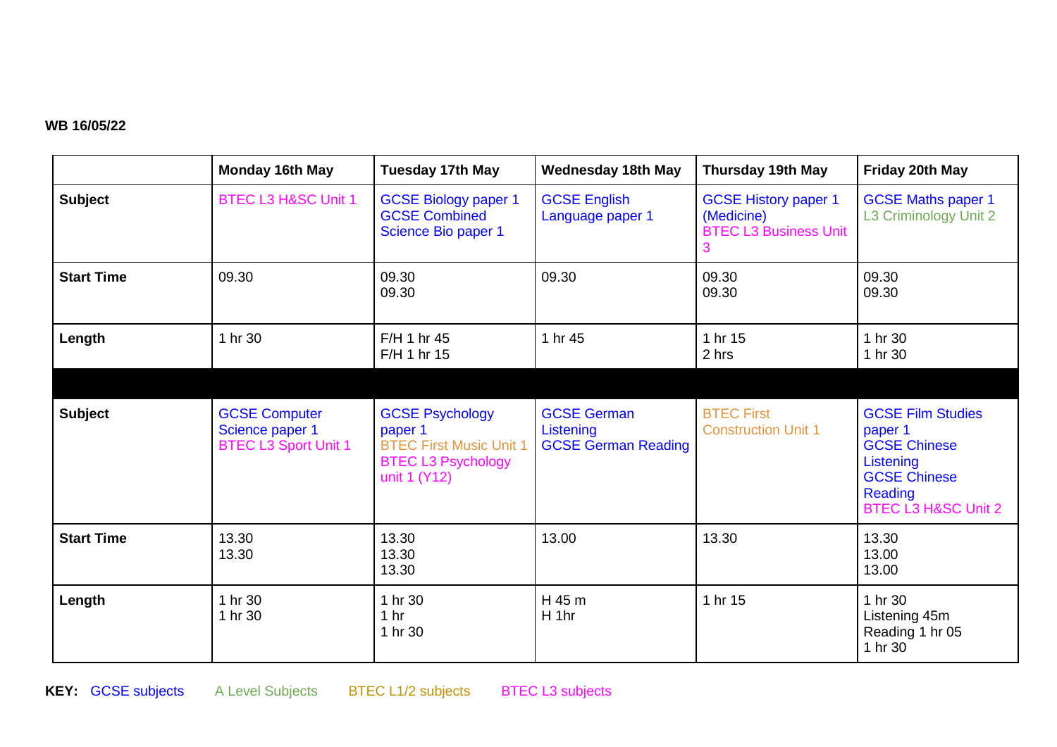**WB 16/05/22**

| | Monday 16th May | Tuesday 17th May | Wednesday 18th May | Thursday 19th May | Friday 20th May |
|---|---|---|---|---|---|
| **Subject** | BTEC L3 H&SC Unit 1 | GCSE Biology paper 1<br>GCSE Combined Science Bio paper 1 | GCSE English Language paper 1 | GCSE History paper 1 (Medicine)<br>BTEC L3 Business Unit 3 | GCSE Maths paper 1<br>L3 Criminology Unit 2 |
| **Start Time** | 09.30 | 09.30<br>09.30 | 09.30 | 09.30<br>09.30 | 09.30<br>09.30 |
| **Length** | 1 hr 30 | F/H 1 hr 45<br>F/H 1 hr 15 | 1 hr 45 | 1 hr 15<br>2 hrs | 1 hr 30<br>1 hr 30 |
| | | | | | |
| **Subject** | GCSE Computer Science paper 1<br>BTEC L3 Sport Unit 1 | GCSE Psychology paper 1<br>BTEC First Music Unit 1<br>BTEC L3 Psychology unit 1 (Y12) | GCSE German Listening<br>GCSE German Reading | BTEC First Construction Unit 1 | GCSE Film Studies paper 1<br>GCSE Chinese Listening<br>GCSE Chinese Reading<br>BTEC L3 H&SC Unit 2 |
| **Start Time** | 13.30<br>13.30 | 13.30<br>13.30<br>13.30 | 13.00 | 13.30 | 13.30<br>13.00<br>13.00 |
| **Length** | 1 hr 30<br>1 hr 30 | 1 hr 30<br>1 hr<br>1 hr 30 | H 45 m<br>H 1hr | 1 hr 15 | 1 hr 30<br>Listening 45m<br>Reading 1 hr 05<br>1 hr 30 |

**KEY:** GCSE subjects A Level Subjects BTEC L1/2 subjects BTEC L3 subjects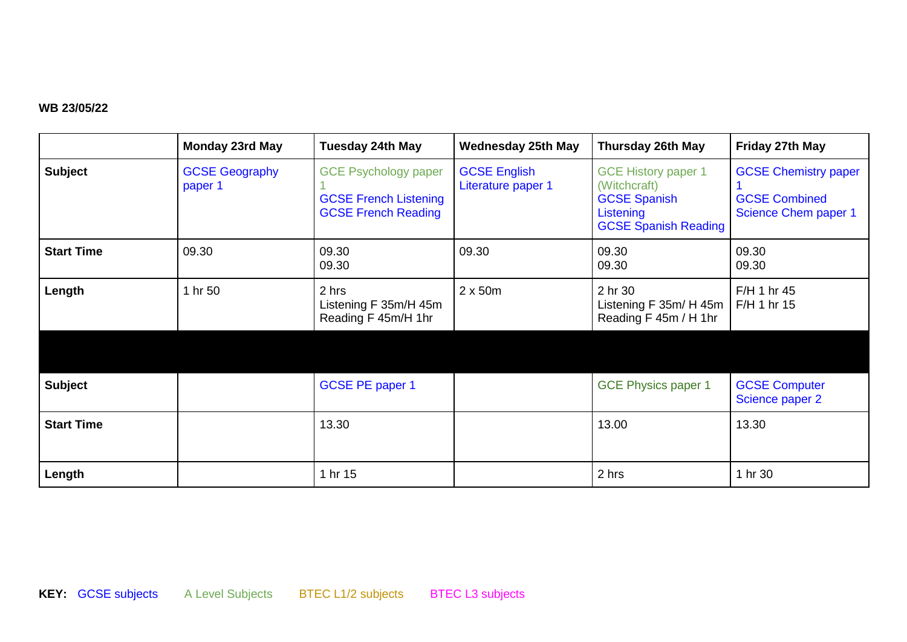**WB 23/05/22**

| | Monday 23rd May | Tuesday 24th May | Wednesday 25th May | Thursday 26th May | Friday 27th May |
|---|---|---|---|---|---|
| **Subject** | GCSE Geography paper 1 | GCE Psychology paper 1<br>GCSE French Listening<br>GCSE French Reading | GCSE English Literature paper 1 | GCE History paper 1 (Witchcraft)<br>GCSE Spanish Listening<br>GCSE Spanish Reading | GCSE Chemistry paper 1<br>GCSE Combined Science Chem paper 1 |
| **Start Time** | 09.30 | 09.30<br>09.30 | 09.30 | 09.30<br>09.30 | 09.30<br>09.30 |
| **Length** | 1 hr 50 | 2 hrs<br>Listening F 35m/H 45m<br>Reading F 45m/H 1hr | 2 x 50m | 2 hr 30<br>Listening F 35m/ H 45m<br>Reading F 45m / H 1hr | F/H 1 hr 45<br>F/H 1 hr 15 |
| | | | | | |
| **Subject** | | GCSE PE paper 1 | | GCE Physics paper 1 | GCSE Computer Science paper 2 |
| **Start Time** | | 13.30 | | 13.00 | 13.30 |
| **Length** | | 1 hr 15 | | 2 hrs | 1 hr 30 |

**KEY:** GCSE subjects     A Level Subjects     BTEC L1/2 subjects     BTEC L3 subjects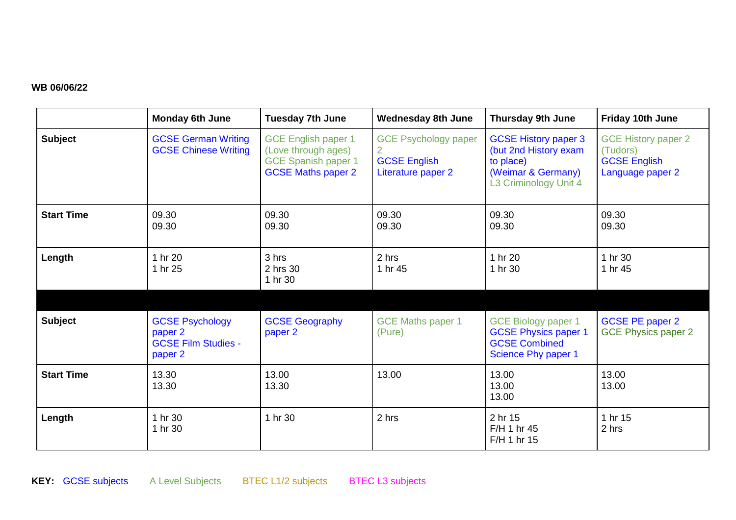**WB 06/06/22**

| | Monday 6th June | Tuesday 7th June | Wednesday 8th June | Thursday 9th June | Friday 10th June |
|---|---|---|---|---|---|
| **Subject** | GCSE German Writing<br>GCSE Chinese Writing | GCE English paper 1 (Love through ages)<br>GCE Spanish paper 1<br>GCSE Maths paper 2 | GCE Psychology paper 2<br>GCSE English Literature paper 2 | GCSE History paper 3 (but 2nd History exam to place) (Weimar & Germany)<br>L3 Criminology Unit 4 | GCE History paper 2 (Tudors)<br>GCSE English Language paper 2 |
| **Start Time** | 09.30<br>09.30 | 09.30<br>09.30 | 09.30<br>09.30 | 09.30<br>09.30 | 09.30<br>09.30 |
| **Length** | 1 hr 20<br>1 hr 25 | 3 hrs<br>2 hrs 30<br>1 hr 30 | 2 hrs<br>1 hr 45 | 1 hr 20<br>1 hr 30 | 1 hr 30<br>1 hr 45 |
| | | | | | |
| **Subject** | GCSE Psychology paper 2<br>GCSE Film Studies - paper 2 | GCSE Geography paper 2 | GCE Maths paper 1 (Pure) | GCE Biology paper 1<br>GCSE Physics paper 1<br>GCSE Combined Science Phy paper 1 | GCSE PE paper 2<br>GCE Physics paper 2 |
| **Start Time** | 13.30<br>13.30 | 13.00<br>13.30 | 13.00 | 13.00<br>13.00<br>13.00 | 13.00<br>13.00 |
| **Length** | 1 hr 30<br>1 hr 30 | 1 hr 30 | 2 hrs | 2 hr 15<br>F/H 1 hr 45<br>F/H 1 hr 15 | 1 hr 15<br>2 hrs |

**KEY:** GCSE subjects A Level Subjects BTEC L1/2 subjects BTEC L3 subjects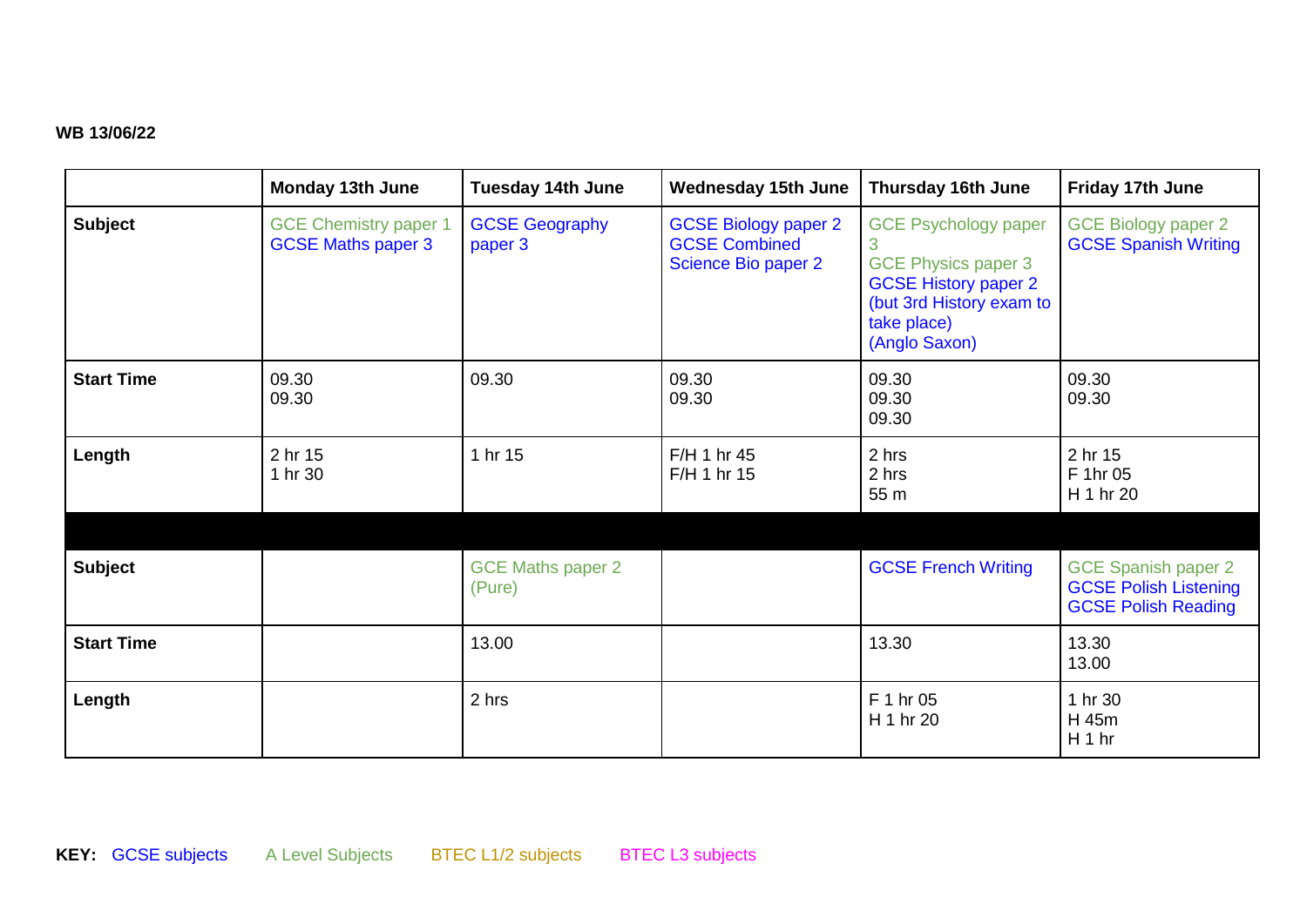**WB 13/06/22**

| | Monday 13th June | Tuesday 14th June | Wednesday 15th June | Thursday 16th June | Friday 17th June |
|---|---|---|---|---|---|
| **Subject** | GCE Chemistry paper 1<br>GCSE Maths paper 3 | GCSE Geography paper 3 | GCSE Biology paper 2<br>GCSE Combined Science Bio paper 2 | GCE Psychology paper 3<br>GCE Physics paper 3<br>GCSE History paper 2 (but 3rd History exam to take place)<br>(Anglo Saxon) | GCE Biology paper 2<br>GCSE Spanish Writing |
| **Start Time** | 09.30<br>09.30 | 09.30 | 09.30<br>09.30 | 09.30<br>09.30<br>09.30 | 09.30<br>09.30 |
| **Length** | 2 hr 15<br>1 hr 30 | 1 hr 15 | F/H 1 hr 45<br>F/H 1 hr 15 | 2 hrs<br>2 hrs<br>55 m | 2 hr 15<br>F 1hr 05<br>H 1 hr 20 |
| | | | | | |
| **Subject** | | GCE Maths paper 2 (Pure) | | GCSE French Writing | GCE Spanish paper 2<br>GCSE Polish Listening<br>GCSE Polish Reading |
| **Start Time** | | 13.00 | | 13.30 | 13.30<br>13.00 |
| **Length** | | 2 hrs | | F 1 hr 05<br>H 1 hr 20 | 1 hr 30<br>H 45m<br>H 1 hr |

**KEY:** GCSE subjects A Level Subjects BTEC L1/2 subjects BTEC L3 subjects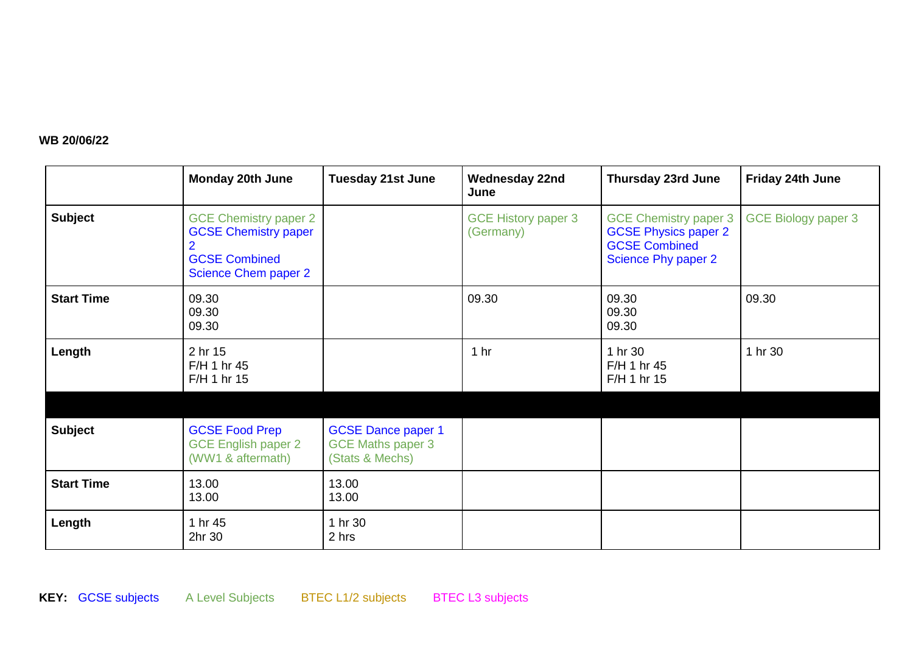**WB 20/06/22**

| | Monday 20th June | Tuesday 21st June | Wednesday 22nd June | Thursday 23rd June | Friday 24th June |
|---|---|---|---|---|---|
| **Subject** | GCE Chemistry paper 2<br>GCSE Chemistry paper 2<br>GCSE Combined Science Chem paper 2 | | GCE History paper 3 (Germany) | GCE Chemistry paper 3<br>GCSE Physics paper 2<br>GCSE Combined Science Phy paper 2 | GCE Biology paper 3 |
| **Start Time** | 09.30<br>09.30<br>09.30 | | 09.30 | 09.30<br>09.30<br>09.30 | 09.30 |
| **Length** | 2 hr 15<br>F/H 1 hr 45<br>F/H 1 hr 15 | | 1 hr | 1 hr 30<br>F/H 1 hr 45<br>F/H 1 hr 15 | 1 hr 30 |
| | | | | | |
| **Subject** | GCSE Food Prep<br>GCE English paper 2 (WW1 & aftermath) | GCSE Dance paper 1<br>GCE Maths paper 3 (Stats & Mechs) | | | |
| **Start Time** | 13.00<br>13.00 | 13.00<br>13.00 | | | |
| **Length** | 1 hr 45<br>2hr 30 | 1 hr 30<br>2 hrs | | | |

**KEY:** GCSE subjects A Level Subjects BTEC L1/2 subjects BTEC L3 subjects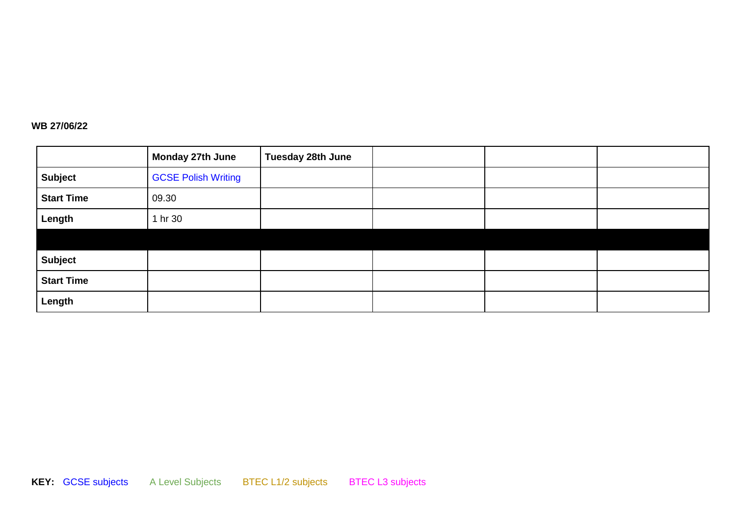**WB 27/06/22**

| | Monday 27th June | Tuesday 28th June | | | |
|---|---|---|---|---|---|
| **Subject** | GCSE Polish Writing | | | | |
| **Start Time** | 09.30 | | | | |
| **Length** | 1 hr 30 | | | | |
| | | | | | |
| **Subject** | | | | | |
| **Start Time** | | | | | |
| **Length** | | | | | |

**KEY:** GCSE subjects A Level Subjects BTEC L1/2 subjects BTEC L3 subjects